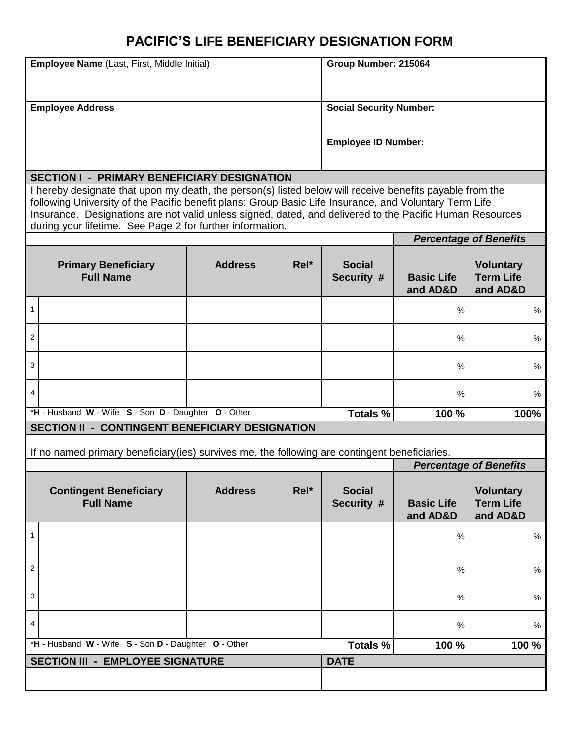# PACIFIC'S LIFE BENEFICIARY DESIGNATION FORM

| **Employee Name** (Last, First, Middle Initial) | **Group Number: 215064** |
|---|---|
| **Employee Address** | **Social Security Number:** |
| | **Employee ID Number:** |

## SECTION I - PRIMARY BENEFICIARY DESIGNATION

I hereby designate that upon my death, the person(s) listed below will receive benefits payable from the following University of the Pacific benefit plans: Group Basic Life Insurance, and Voluntary Term Life Insurance. Designations are not valid unless signed, dated, and delivered to the Pacific Human Resources during your lifetime. See Page 2 for further information.

| | | | | | ***Percentage of Benefits*** | |
|---|---|---|---|---|---|---|
| | **Primary Beneficiary Full Name** | **Address** | **Rel*** | **Social Security #** | **Basic Life and AD&D** | **Voluntary Term Life and AD&D** |
| 1 | | | | | % | % |
| 2 | | | | | % | % |
| 3 | | | | | % | % |
| 4 | | | | | % | % |
| | ***H** - Husband **W** - Wife **S** - Son **D** - Daughter **O** - Other | | | **Totals %** | **100 %** | **100%** |

## SECTION II - CONTINGENT BENEFICIARY DESIGNATION

If no named primary beneficiary(ies) survives me, the following are contingent beneficiaries.

| | | | | | ***Percentage of Benefits*** | |
|---|---|---|---|---|---|---|
| | **Contingent Beneficiary Full Name** | **Address** | **Rel*** | **Social Security #** | **Basic Life and AD&D** | **Voluntary Term Life and AD&D** |
| 1 | | | | | % | % |
| 2 | | | | | % | % |
| 3 | | | | | % | % |
| 4 | | | | | % | % |
| | ***H** - Husband **W** - Wife **S** - Son **D** - Daughter **O** - Other | | | **Totals %** | **100 %** | **100 %** |

| **SECTION III - EMPLOYEE SIGNATURE** | **DATE** |
|---|---|
| | |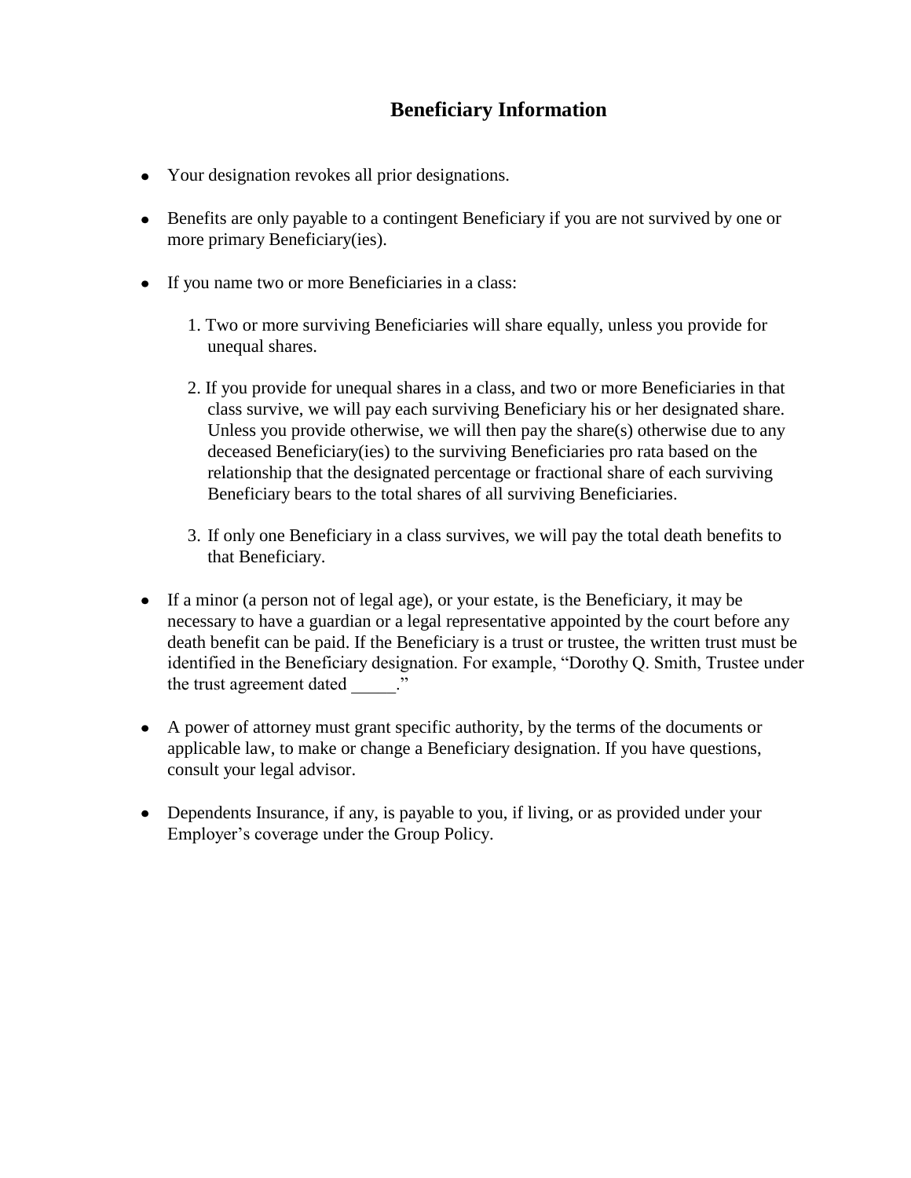## Beneficiary Information

- Your designation revokes all prior designations.
- Benefits are only payable to a contingent Beneficiary if you are not survived by one or more primary Beneficiary(ies).
- If you name two or more Beneficiaries in a class:
  1. Two or more surviving Beneficiaries will share equally, unless you provide for unequal shares.
  2. If you provide for unequal shares in a class, and two or more Beneficiaries in that class survive, we will pay each surviving Beneficiary his or her designated share. Unless you provide otherwise, we will then pay the share(s) otherwise due to any deceased Beneficiary(ies) to the surviving Beneficiaries pro rata based on the relationship that the designated percentage or fractional share of each surviving Beneficiary bears to the total shares of all surviving Beneficiaries.
  3. If only one Beneficiary in a class survives, we will pay the total death benefits to that Beneficiary.
- If a minor (a person not of legal age), or your estate, is the Beneficiary, it may be necessary to have a guardian or a legal representative appointed by the court before any death benefit can be paid. If the Beneficiary is a trust or trustee, the written trust must be identified in the Beneficiary designation. For example, "Dorothy Q. Smith, Trustee under the trust agreement dated _____."
- A power of attorney must grant specific authority, by the terms of the documents or applicable law, to make or change a Beneficiary designation. If you have questions, consult your legal advisor.
- Dependents Insurance, if any, is payable to you, if living, or as provided under your Employer's coverage under the Group Policy.